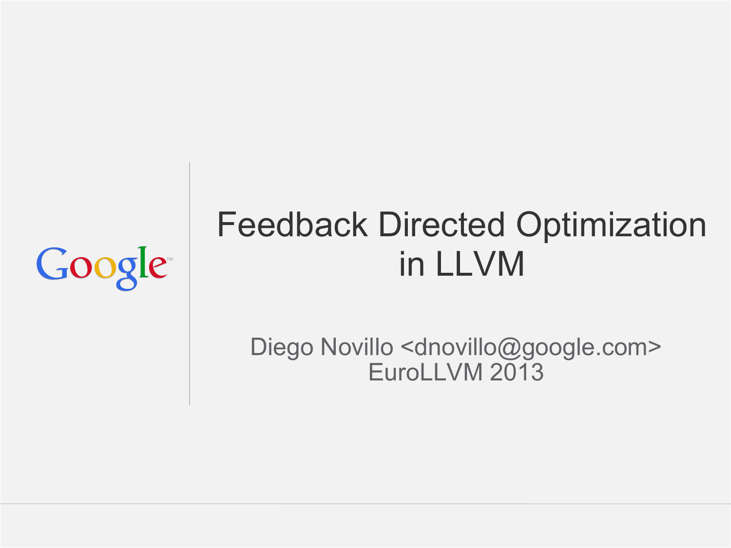# Feedback Directed Optimization in LLVM

Diego Novillo <dnovillo@google.com>
EuroLLVM 2013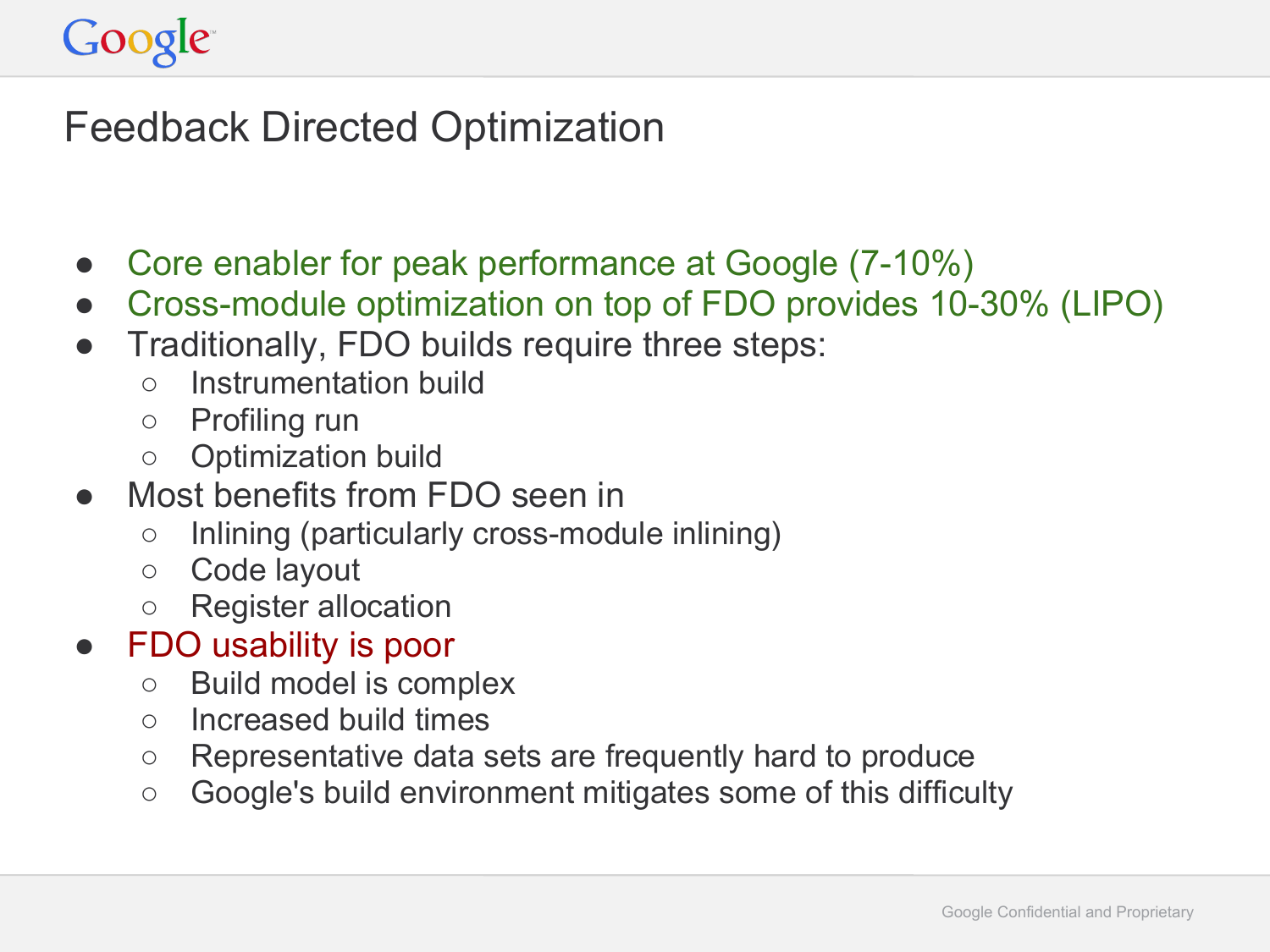# Feedback Directed Optimization

- Core enabler for peak performance at Google (7-10%)
- Cross-module optimization on top of FDO provides 10-30% (LIPO)
- Traditionally, FDO builds require three steps:
  - Instrumentation build
  - Profiling run
  - Optimization build
- Most benefits from FDO seen in
  - Inlining (particularly cross-module inlining)
  - Code layout
  - Register allocation
- FDO usability is poor
  - Build model is complex
  - Increased build times
  - Representative data sets are frequently hard to produce
  - Google's build environment mitigates some of this difficulty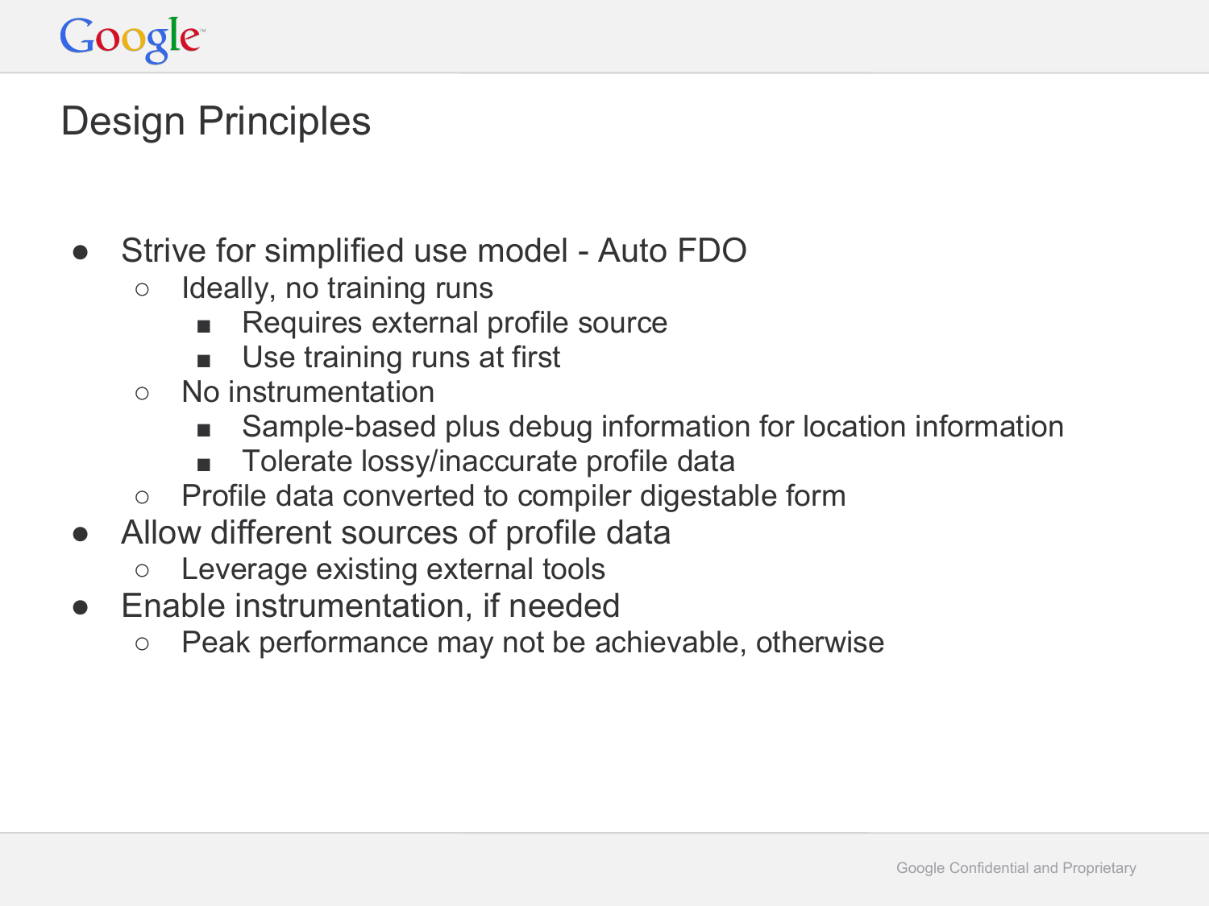# Design Principles

- Strive for simplified use model - Auto FDO
  - Ideally, no training runs
    - Requires external profile source
    - Use training runs at first
  - No instrumentation
    - Sample-based plus debug information for location information
    - Tolerate lossy/inaccurate profile data
  - Profile data converted to compiler digestable form
- Allow different sources of profile data
  - Leverage existing external tools
- Enable instrumentation, if needed
  - Peak performance may not be achievable, otherwise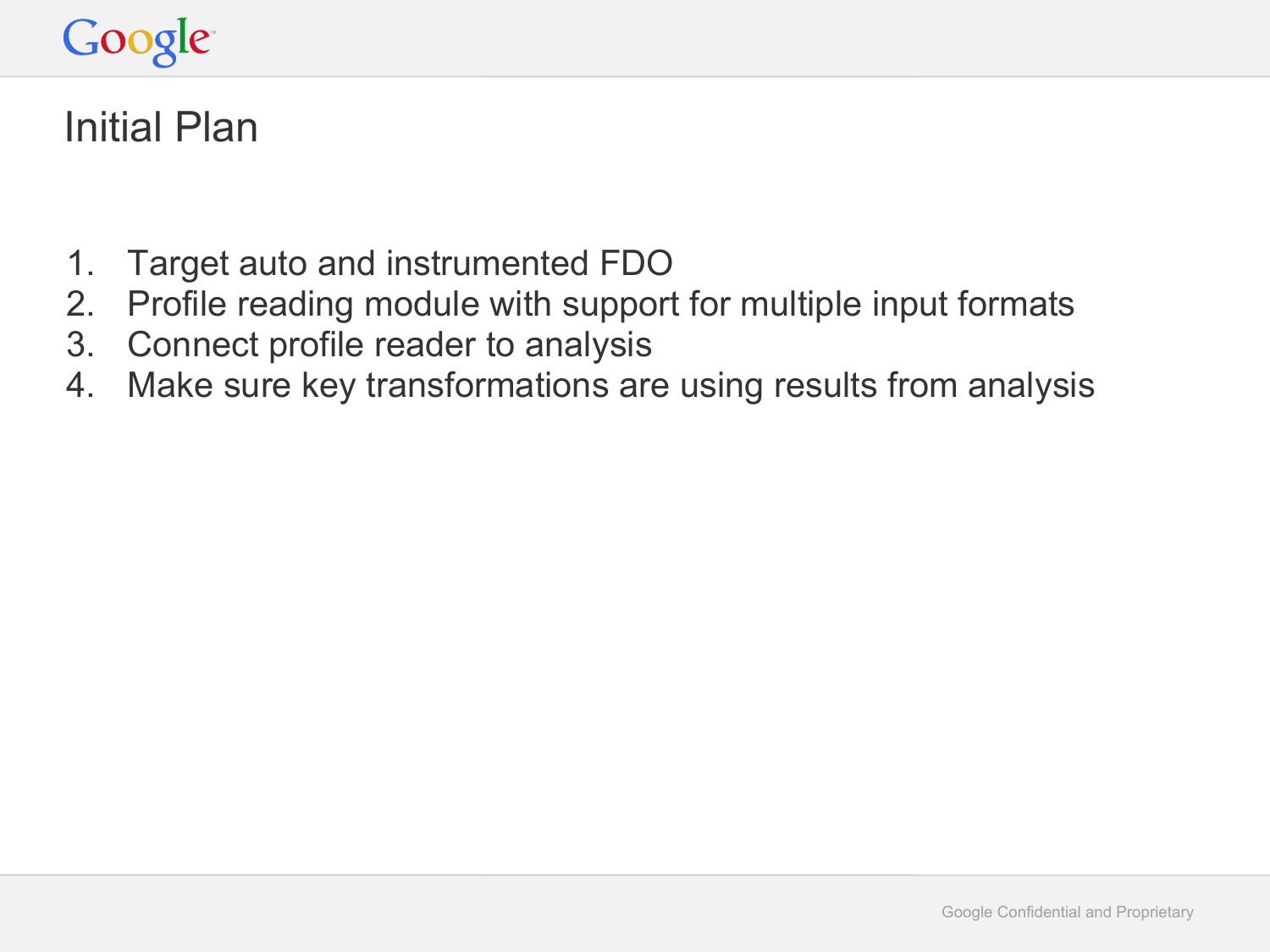# Initial Plan

1. Target auto and instrumented FDO
2. Profile reading module with support for multiple input formats
3. Connect profile reader to analysis
4. Make sure key transformations are using results from analysis